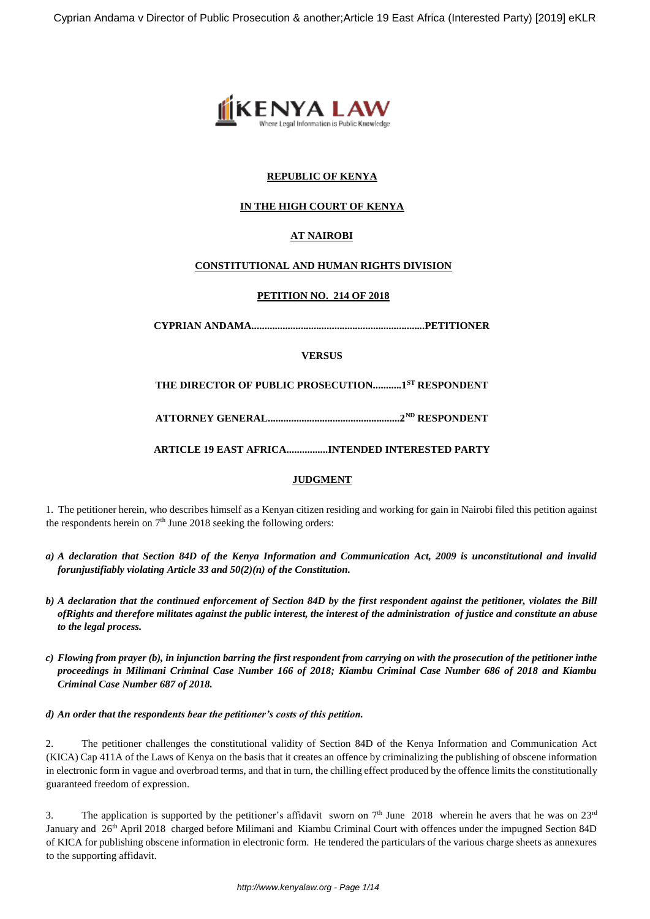**REPUBLIC OF KENYA**

**IN THE HIGH COURT OF KENYA**

**AT NAIROBI**

**CONSTITUTIONAL AND HUMAN RIGHTS DIVISION**

**PETITION NO. 214 OF 2018**

**CYPRIAN ANDAMA...................................................................PETITIONER**

**VERSUS**

**THE DIRECTOR OF PUBLIC PROSECUTION...........1ST RESPONDENT**

**ATTORNEY GENERAL...................................................2ND RESPONDENT**

**ARTICLE 19 EAST AFRICA................INTENDED INTERESTED PARTY**

**JUDGMENT**

1. The petitioner herein, who describes himself as a Kenyan citizen residing and working for gain in Nairobi filed this petition against the respondents herein on 7th June 2018 seeking the following orders:

*a) A declaration that Section 84D of the Kenya Information and Communication Act, 2009 is unconstitutional and invalid forunjustifiably violating Article 33 and 50(2)(n) of the Constitution.*

*b) A declaration that the continued enforcement of Section 84D by the first respondent against the petitioner, violates the Bill ofRights and therefore militates against the public interest, the interest of the administration of justice and constitute an abuse to the legal process.*

*c) Flowing from prayer (b), in injunction barring the first respondent from carrying on with the prosecution of the petitioner inthe proceedings in Milimani Criminal Case Number 166 of 2018; Kiambu Criminal Case Number 686 of 2018 and Kiambu Criminal Case Number 687 of 2018.*

*d) An order that the respondents bear the petitioner's costs of this petition.*

2. The petitioner challenges the constitutional validity of Section 84D of the Kenya Information and Communication Act (KICA) Cap 411A of the Laws of Kenya on the basis that it creates an offence by criminalizing the publishing of obscene information in electronic form in vague and overbroad terms, and that in turn, the chilling effect produced by the offence limits the constitutionally guaranteed freedom of expression.

3. The application is supported by the petitioner's affidavit sworn on 7th June 2018 wherein he avers that he was on 23rd January and 26th April 2018 charged before Milimani and Kiambu Criminal Court with offences under the impugned Section 84D of KICA for publishing obscene information in electronic form. He tendered the particulars of the various charge sheets as annexures to the supporting affidavit.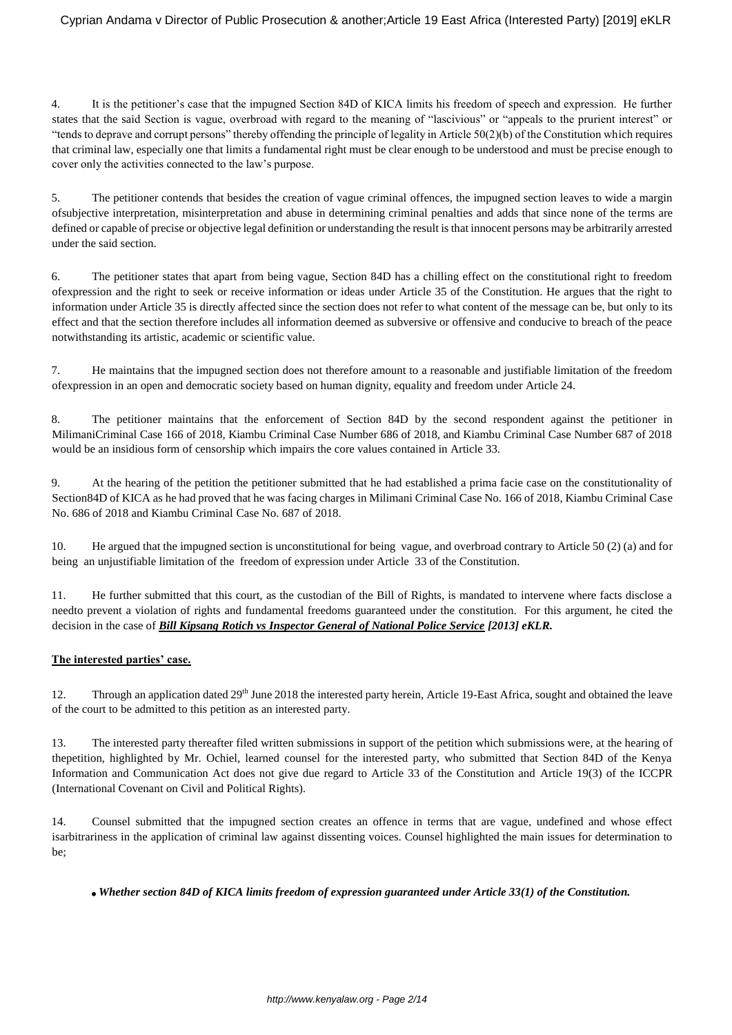4. It is the petitioner's case that the impugned Section 84D of KICA limits his freedom of speech and expression. He further states that the said Section is vague, overbroad with regard to the meaning of "lascivious" or "appeals to the prurient interest" or "tends to deprave and corrupt persons" thereby offending the principle of legality in Article 50(2)(b) of the Constitution which requires that criminal law, especially one that limits a fundamental right must be clear enough to be understood and must be precise enough to cover only the activities connected to the law's purpose.

5. The petitioner contends that besides the creation of vague criminal offences, the impugned section leaves to wide a margin ofsubjective interpretation, misinterpretation and abuse in determining criminal penalties and adds that since none of the terms are defined or capable of precise or objective legal definition or understanding the result is that innocent persons may be arbitrarily arrested under the said section.

6. The petitioner states that apart from being vague, Section 84D has a chilling effect on the constitutional right to freedom ofexpression and the right to seek or receive information or ideas under Article 35 of the Constitution. He argues that the right to information under Article 35 is directly affected since the section does not refer to what content of the message can be, but only to its effect and that the section therefore includes all information deemed as subversive or offensive and conducive to breach of the peace notwithstanding its artistic, academic or scientific value.

7. He maintains that the impugned section does not therefore amount to a reasonable and justifiable limitation of the freedom ofexpression in an open and democratic society based on human dignity, equality and freedom under Article 24.

8. The petitioner maintains that the enforcement of Section 84D by the second respondent against the petitioner in MilimaniCriminal Case 166 of 2018, Kiambu Criminal Case Number 686 of 2018, and Kiambu Criminal Case Number 687 of 2018 would be an insidious form of censorship which impairs the core values contained in Article 33.

9. At the hearing of the petition the petitioner submitted that he had established a prima facie case on the constitutionality of Section84D of KICA as he had proved that he was facing charges in Milimani Criminal Case No. 166 of 2018, Kiambu Criminal Case No. 686 of 2018 and Kiambu Criminal Case No. 687 of 2018.

10. He argued that the impugned section is unconstitutional for being vague, and overbroad contrary to Article 50 (2) (a) and for being an unjustifiable limitation of the freedom of expression under Article 33 of the Constitution.

11. He further submitted that this court, as the custodian of the Bill of Rights, is mandated to intervene where facts disclose a needto prevent a violation of rights and fundamental freedoms guaranteed under the constitution. For this argument, he cited the decision in the case of ***Bill Kipsang Rotich vs Inspector General of National Police Service*** ***[2013] eKLR.***

**The interested parties' case.**

12. Through an application dated 29th June 2018 the interested party herein, Article 19-East Africa, sought and obtained the leave of the court to be admitted to this petition as an interested party.

13. The interested party thereafter filed written submissions in support of the petition which submissions were, at the hearing of thepetition, highlighted by Mr. Ochiel, learned counsel for the interested party, who submitted that Section 84D of the Kenya Information and Communication Act does not give due regard to Article 33 of the Constitution and Article 19(3) of the ICCPR (International Covenant on Civil and Political Rights).

14. Counsel submitted that the impugned section creates an offence in terms that are vague, undefined and whose effect isarbitrariness in the application of criminal law against dissenting voices. Counsel highlighted the main issues for determination to be;

- ***Whether section 84D of KICA limits freedom of expression guaranteed under Article 33(1) of the Constitution.***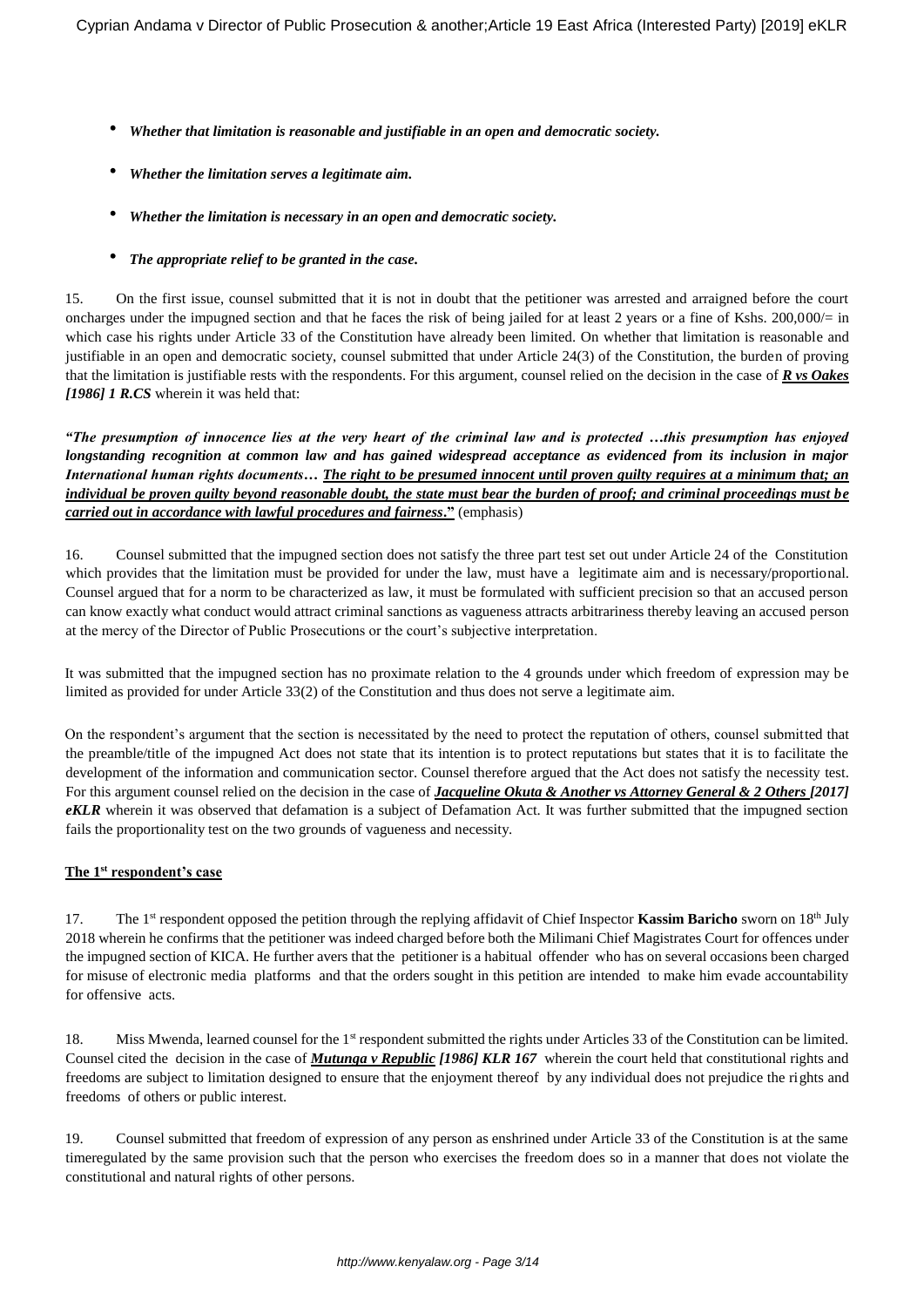- ***Whether that limitation is reasonable and justifiable in an open and democratic society.***
- ***Whether the limitation serves a legitimate aim.***
- ***Whether the limitation is necessary in an open and democratic society.***
- ***The appropriate relief to be granted in the case.***

15. On the first issue, counsel submitted that it is not in doubt that the petitioner was arrested and arraigned before the court oncharges under the impugned section and that he faces the risk of being jailed for at least 2 years or a fine of Kshs. 200,000/= in which case his rights under Article 33 of the Constitution have already been limited. On whether that limitation is reasonable and justifiable in an open and democratic society, counsel submitted that under Article 24(3) of the Constitution, the burden of proving that the limitation is justifiable rests with the respondents. For this argument, counsel relied on the decision in the case of ***R vs Oakes [1986] 1 R.CS*** wherein it was held that:

***"The presumption of innocence lies at the very heart of the criminal law and is protected …this presumption has enjoyed longstanding recognition at common law and has gained widespread acceptance as evidenced from its inclusion in major International human rights documents… The right to be presumed innocent until proven guilty requires at a minimum that; an individual be proven guilty beyond reasonable doubt, the state must bear the burden of proof; and criminal proceedings must be carried out in accordance with lawful procedures and fairness."*** (emphasis)

16. Counsel submitted that the impugned section does not satisfy the three part test set out under Article 24 of the Constitution which provides that the limitation must be provided for under the law, must have a legitimate aim and is necessary/proportional. Counsel argued that for a norm to be characterized as law, it must be formulated with sufficient precision so that an accused person can know exactly what conduct would attract criminal sanctions as vagueness attracts arbitrariness thereby leaving an accused person at the mercy of the Director of Public Prosecutions or the court's subjective interpretation.

It was submitted that the impugned section has no proximate relation to the 4 grounds under which freedom of expression may be limited as provided for under Article 33(2) of the Constitution and thus does not serve a legitimate aim.

On the respondent's argument that the section is necessitated by the need to protect the reputation of others, counsel submitted that the preamble/title of the impugned Act does not state that its intention is to protect reputations but states that it is to facilitate the development of the information and communication sector. Counsel therefore argued that the Act does not satisfy the necessity test. For this argument counsel relied on the decision in the case of ***Jacqueline Okuta & Another vs Attorney General & 2 Others [2017] eKLR*** wherein it was observed that defamation is a subject of Defamation Act. It was further submitted that the impugned section fails the proportionality test on the two grounds of vagueness and necessity.

**The 1st respondent's case**

17. The 1st respondent opposed the petition through the replying affidavit of Chief Inspector **Kassim Baricho** sworn on 18th July 2018 wherein he confirms that the petitioner was indeed charged before both the Milimani Chief Magistrates Court for offences under the impugned section of KICA. He further avers that the petitioner is a habitual offender who has on several occasions been charged for misuse of electronic media platforms and that the orders sought in this petition are intended to make him evade accountability for offensive acts.

18. Miss Mwenda, learned counsel for the 1st respondent submitted the rights under Articles 33 of the Constitution can be limited. Counsel cited the decision in the case of ***Mutunga v Republic [1986] KLR 167*** wherein the court held that constitutional rights and freedoms are subject to limitation designed to ensure that the enjoyment thereof by any individual does not prejudice the rights and freedoms of others or public interest.

19. Counsel submitted that freedom of expression of any person as enshrined under Article 33 of the Constitution is at the same timeregulated by the same provision such that the person who exercises the freedom does so in a manner that does not violate the constitutional and natural rights of other persons.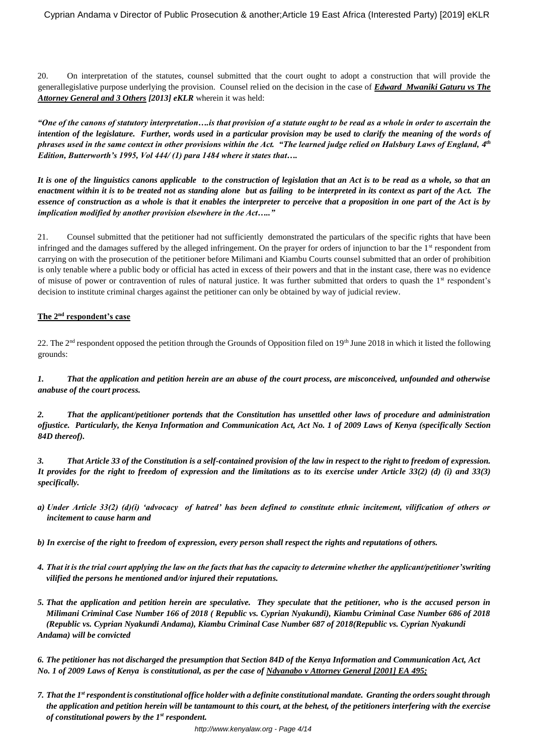20. On interpretation of the statutes, counsel submitted that the court ought to adopt a construction that will provide the generallegislative purpose underlying the provision. Counsel relied on the decision in the case of ***Edward Mwaniki Gaturu vs The Attorney General and 3 Others [2013] eKLR*** wherein it was held:

***"One of the canons of statutory interpretation….is that provision of a statute ought to be read as a whole in order to ascertain the intention of the legislature. Further, words used in a particular provision may be used to clarify the meaning of the words of phrases used in the same context in other provisions within the Act. "The learned judge relied on Halsbury Laws of England, 4th Edition, Butterworth's 1995, Vol 444/ (1) para 1484 where it states that….***

***It is one of the linguistics canons applicable to the construction of legislation that an Act is to be read as a whole, so that an enactment within it is to be treated not as standing alone but as failing to be interpreted in its context as part of the Act. The essence of construction as a whole is that it enables the interpreter to perceive that a proposition in one part of the Act is by implication modified by another provision elsewhere in the Act….."***

21. Counsel submitted that the petitioner had not sufficiently demonstrated the particulars of the specific rights that have been infringed and the damages suffered by the alleged infringement. On the prayer for orders of injunction to bar the 1st respondent from carrying on with the prosecution of the petitioner before Milimani and Kiambu Courts counsel submitted that an order of prohibition is only tenable where a public body or official has acted in excess of their powers and that in the instant case, there was no evidence of misuse of power or contravention of rules of natural justice. It was further submitted that orders to quash the 1st respondent's decision to institute criminal charges against the petitioner can only be obtained by way of judicial review.

**The 2nd respondent's case**

22. The 2nd respondent opposed the petition through the Grounds of Opposition filed on 19th June 2018 in which it listed the following grounds:

***1. That the application and petition herein are an abuse of the court process, are misconceived, unfounded and otherwise anabuse of the court process.***

***2. That the applicant/petitioner portends that the Constitution has unsettled other laws of procedure and administration ofjustice. Particularly, the Kenya Information and Communication Act, Act No. 1 of 2009 Laws of Kenya (specifically Section 84D thereof).***

***3. That Article 33 of the Constitution is a self-contained provision of the law in respect to the right to freedom of expression. It provides for the right to freedom of expression and the limitations as to its exercise under Article 33(2) (d) (i) and 33(3) specifically.***

***a) Under Article 33(2) (d)(i) 'advocacy of hatred' has been defined to constitute ethnic incitement, vilification of others or incitement to cause harm and***

***b) In exercise of the right to freedom of expression, every person shall respect the rights and reputations of others.***

***4. That it is the trial court applying the law on the facts that has the capacity to determine whether the applicant/petitioner'swriting vilified the persons he mentioned and/or injured their reputations.***

***5. That the application and petition herein are speculative. They speculate that the petitioner, who is the accused person in Milimani Criminal Case Number 166 of 2018 ( Republic vs. Cyprian Nyakundi), Kiambu Criminal Case Number 686 of 2018 (Republic vs. Cyprian Nyakundi Andama), Kiambu Criminal Case Number 687 of 2018(Republic vs. Cyprian Nyakundi Andama) will be convicted***

***6. The petitioner has not discharged the presumption that Section 84D of the Kenya Information and Communication Act, Act No. 1 of 2009 Laws of Kenya is constitutional, as per the case of <u>Ndyanabo v Attorney General [2001] EA 495;</u>***

***7. That the 1st respondent is constitutional office holder with a definite constitutional mandate. Granting the orders sought through the application and petition herein will be tantamount to this court, at the behest, of the petitioners interfering with the exercise of constitutional powers by the 1st respondent.***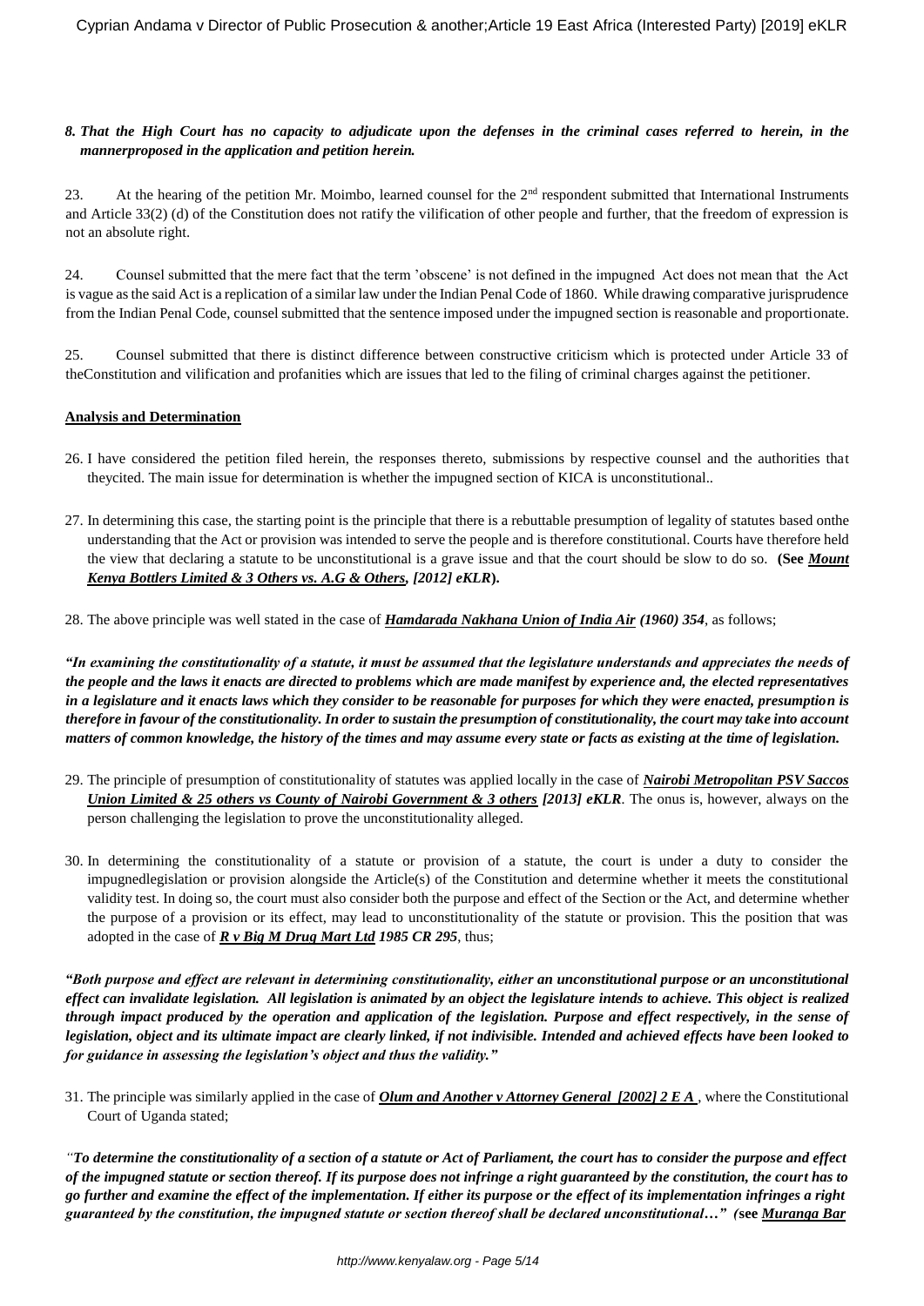8. ***That the High Court has no capacity to adjudicate upon the defenses in the criminal cases referred to herein, in the mannerproposed in the application and petition herein.***

23. At the hearing of the petition Mr. Moimbo, learned counsel for the 2nd respondent submitted that International Instruments and Article 33(2) (d) of the Constitution does not ratify the vilification of other people and further, that the freedom of expression is not an absolute right.

24. Counsel submitted that the mere fact that the term 'obscene' is not defined in the impugned Act does not mean that the Act is vague as the said Act is a replication of a similar law under the Indian Penal Code of 1860. While drawing comparative jurisprudence from the Indian Penal Code, counsel submitted that the sentence imposed under the impugned section is reasonable and proportionate.

25. Counsel submitted that there is distinct difference between constructive criticism which is protected under Article 33 of theConstitution and vilification and profanities which are issues that led to the filing of criminal charges against the petitioner.

**Analysis and Determination**

26. I have considered the petition filed herein, the responses thereto, submissions by respective counsel and the authorities that theycited. The main issue for determination is whether the impugned section of KICA is unconstitutional..

27. In determining this case, the starting point is the principle that there is a rebuttable presumption of legality of statutes based onthe understanding that the Act or provision was intended to serve the people and is therefore constitutional. Courts have therefore held the view that declaring a statute to be unconstitutional is a grave issue and that the court should be slow to do so. **(See *Mount Kenya Bottlers Limited & 3 Others vs. A.G & Others, [2012] eKLR*).**

28. The above principle was well stated in the case of ***Hamdarada Nakhana Union of India Air (1960) 354***, as follows;

***"In examining the constitutionality of a statute, it must be assumed that the legislature understands and appreciates the needs of the people and the laws it enacts are directed to problems which are made manifest by experience and, the elected representatives in a legislature and it enacts laws which they consider to be reasonable for purposes for which they were enacted, presumption is therefore in favour of the constitutionality. In order to sustain the presumption of constitutionality, the court may take into account matters of common knowledge, the history of the times and may assume every state or facts as existing at the time of legislation.***

29. The principle of presumption of constitutionality of statutes was applied locally in the case of ***Nairobi Metropolitan PSV Saccos Union Limited & 25 others vs County of Nairobi Government & 3 others [2013] eKLR***. The onus is, however, always on the person challenging the legislation to prove the unconstitutionality alleged.

30. In determining the constitutionality of a statute or provision of a statute, the court is under a duty to consider the impugnedlegislation or provision alongside the Article(s) of the Constitution and determine whether it meets the constitutional validity test. In doing so, the court must also consider both the purpose and effect of the Section or the Act, and determine whether the purpose of a provision or its effect, may lead to unconstitutionality of the statute or provision. This the position that was adopted in the case of ***R v Big M Drug Mart Ltd 1985 CR 295***, thus;

***"Both purpose and effect are relevant in determining constitutionality, either an unconstitutional purpose or an unconstitutional effect can invalidate legislation. All legislation is animated by an object the legislature intends to achieve. This object is realized through impact produced by the operation and application of the legislation. Purpose and effect respectively, in the sense of legislation, object and its ultimate impact are clearly linked, if not indivisible. Intended and achieved effects have been looked to for guidance in assessing the legislation's object and thus the validity."***

31. The principle was similarly applied in the case of ***Olum and Another v Attorney General [2002] 2 E A***, where the Constitutional Court of Uganda stated;

*"**To determine the constitutionality of a section of a statute or Act of Parliament, the court has to consider the purpose and effect of the impugned statute or section thereof. If its purpose does not infringe a right guaranteed by the constitution, the court has to go further and examine the effect of the implementation. If either its purpose or the effect of its implementation infringes a right guaranteed by the constitution, the impugned statute or section thereof shall be declared unconstitutional…"** (**see *Muranga Bar***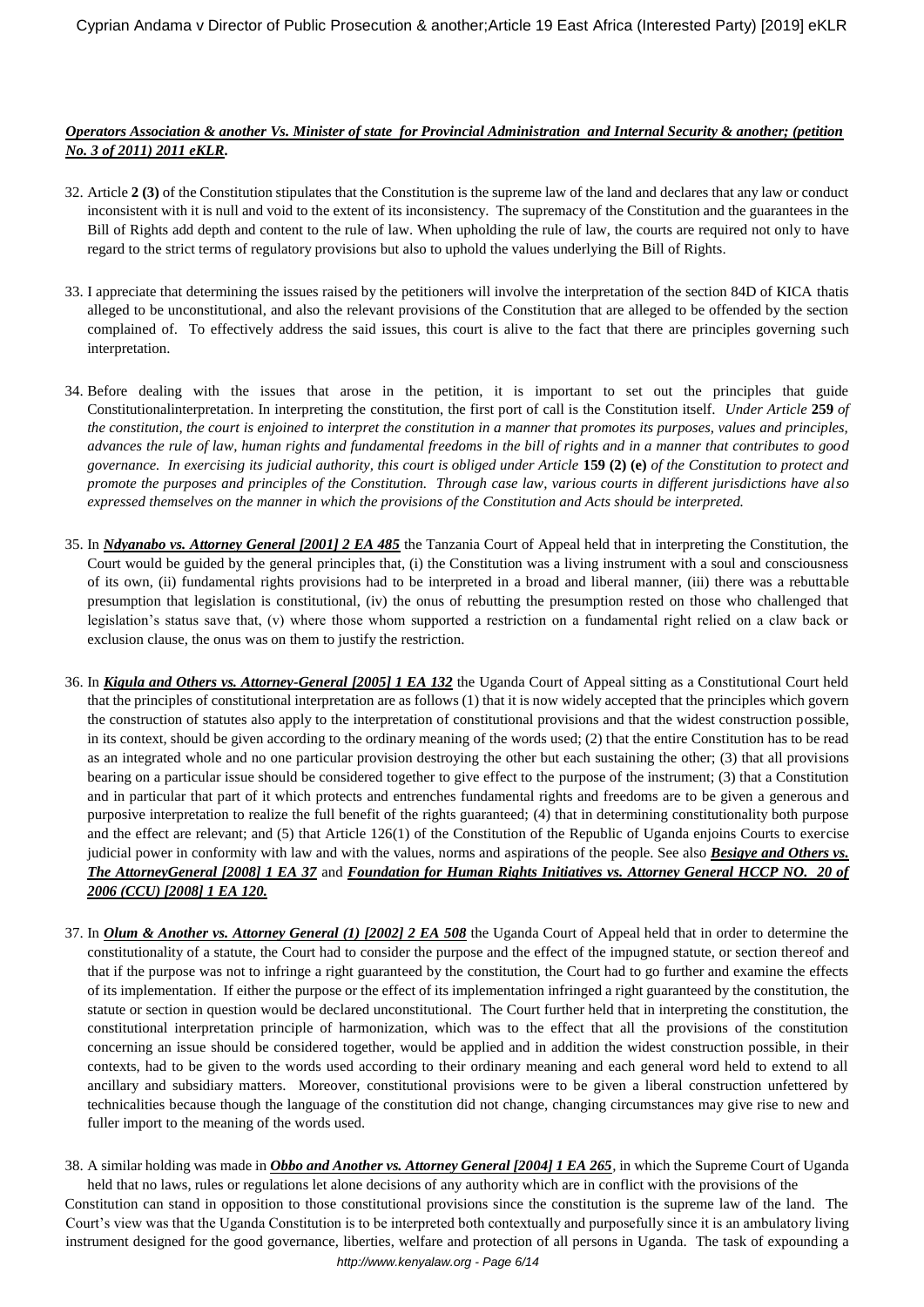***Operators Association & another Vs. Minister of state for Provincial Administration and Internal Security & another; (petition No. 3 of 2011) 2011 eKLR.***

32. Article **2 (3)** of the Constitution stipulates that the Constitution is the supreme law of the land and declares that any law or conduct inconsistent with it is null and void to the extent of its inconsistency. The supremacy of the Constitution and the guarantees in the Bill of Rights add depth and content to the rule of law. When upholding the rule of law, the courts are required not only to have regard to the strict terms of regulatory provisions but also to uphold the values underlying the Bill of Rights.

33. I appreciate that determining the issues raised by the petitioners will involve the interpretation of the section 84D of KICA thatis alleged to be unconstitutional, and also the relevant provisions of the Constitution that are alleged to be offended by the section complained of. To effectively address the said issues, this court is alive to the fact that there are principles governing such interpretation.

34. Before dealing with the issues that arose in the petition, it is important to set out the principles that guide Constitutionalinterpretation. In interpreting the constitution, the first port of call is the Constitution itself. *Under Article* **259** *of the constitution, the court is enjoined to interpret the constitution in a manner that promotes its purposes, values and principles, advances the rule of law, human rights and fundamental freedoms in the bill of rights and in a manner that contributes to good governance. In exercising its judicial authority, this court is obliged under Article* **159 (2) (e)** *of the Constitution to protect and promote the purposes and principles of the Constitution. Through case law, various courts in different jurisdictions have also expressed themselves on the manner in which the provisions of the Constitution and Acts should be interpreted.*

35. In ***Ndyanabo vs. Attorney General [2001] 2 EA 485*** the Tanzania Court of Appeal held that in interpreting the Constitution, the Court would be guided by the general principles that, (i) the Constitution was a living instrument with a soul and consciousness of its own, (ii) fundamental rights provisions had to be interpreted in a broad and liberal manner, (iii) there was a rebuttable presumption that legislation is constitutional, (iv) the onus of rebutting the presumption rested on those who challenged that legislation's status save that, (v) where those whom supported a restriction on a fundamental right relied on a claw back or exclusion clause, the onus was on them to justify the restriction.

36. In ***Kigula and Others vs. Attorney-General [2005] 1 EA 132*** the Uganda Court of Appeal sitting as a Constitutional Court held that the principles of constitutional interpretation are as follows (1) that it is now widely accepted that the principles which govern the construction of statutes also apply to the interpretation of constitutional provisions and that the widest construction possible, in its context, should be given according to the ordinary meaning of the words used; (2) that the entire Constitution has to be read as an integrated whole and no one particular provision destroying the other but each sustaining the other; (3) that all provisions bearing on a particular issue should be considered together to give effect to the purpose of the instrument; (3) that a Constitution and in particular that part of it which protects and entrenches fundamental rights and freedoms are to be given a generous and purposive interpretation to realize the full benefit of the rights guaranteed; (4) that in determining constitutionality both purpose and the effect are relevant; and (5) that Article 126(1) of the Constitution of the Republic of Uganda enjoins Courts to exercise judicial power in conformity with law and with the values, norms and aspirations of the people. See also ***Besigye and Others vs. The AttorneyGeneral [2008] 1 EA 37*** and ***Foundation for Human Rights Initiatives vs. Attorney General HCCP NO. 20 of 2006 (CCU) [2008] 1 EA 120.***

37. In ***Olum & Another vs. Attorney General (1) [2002] 2 EA 508*** the Uganda Court of Appeal held that in order to determine the constitutionality of a statute, the Court had to consider the purpose and the effect of the impugned statute, or section thereof and that if the purpose was not to infringe a right guaranteed by the constitution, the Court had to go further and examine the effects of its implementation. If either the purpose or the effect of its implementation infringed a right guaranteed by the constitution, the statute or section in question would be declared unconstitutional. The Court further held that in interpreting the constitution, the constitutional interpretation principle of harmonization, which was to the effect that all the provisions of the constitution concerning an issue should be considered together, would be applied and in addition the widest construction possible, in their contexts, had to be given to the words used according to their ordinary meaning and each general word held to extend to all ancillary and subsidiary matters. Moreover, constitutional provisions were to be given a liberal construction unfettered by technicalities because though the language of the constitution did not change, changing circumstances may give rise to new and fuller import to the meaning of the words used.

38. A similar holding was made in ***Obbo and Another vs. Attorney General [2004] 1 EA 265***, in which the Supreme Court of Uganda held that no laws, rules or regulations let alone decisions of any authority which are in conflict with the provisions of the Constitution can stand in opposition to those constitutional provisions since the constitution is the supreme law of the land. The Court's view was that the Uganda Constitution is to be interpreted both contextually and purposefully since it is an ambulatory living instrument designed for the good governance, liberties, welfare and protection of all persons in Uganda. The task of expounding a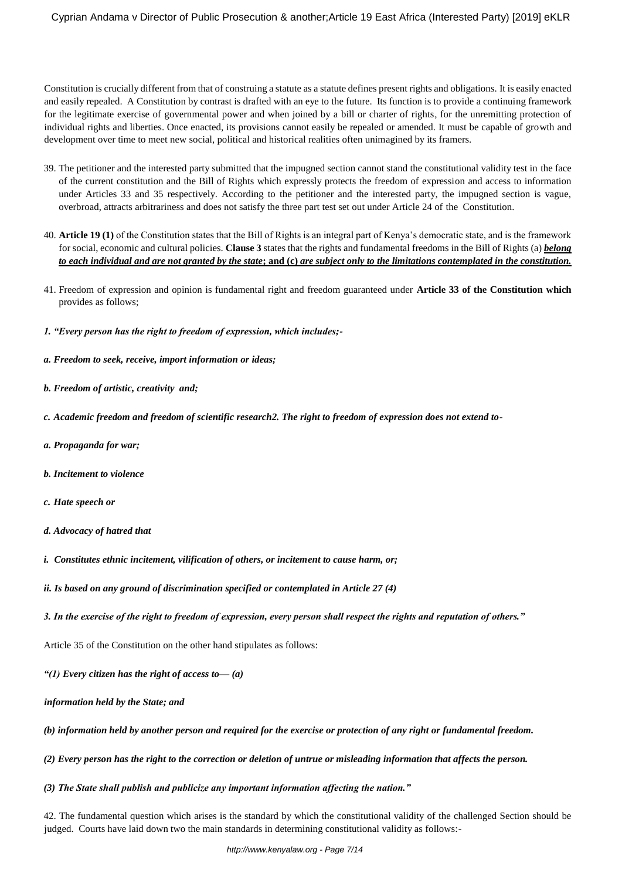Constitution is crucially different from that of construing a statute as a statute defines present rights and obligations. It is easily enacted and easily repealed. A Constitution by contrast is drafted with an eye to the future. Its function is to provide a continuing framework for the legitimate exercise of governmental power and when joined by a bill or charter of rights, for the unremitting protection of individual rights and liberties. Once enacted, its provisions cannot easily be repealed or amended. It must be capable of growth and development over time to meet new social, political and historical realities often unimagined by its framers.

39. The petitioner and the interested party submitted that the impugned section cannot stand the constitutional validity test in the face of the current constitution and the Bill of Rights which expressly protects the freedom of expression and access to information under Articles 33 and 35 respectively. According to the petitioner and the interested party, the impugned section is vague, overbroad, attracts arbitrariness and does not satisfy the three part test set out under Article 24 of the Constitution.

40. **Article 19 (1)** of the Constitution states that the Bill of Rights is an integral part of Kenya's democratic state, and is the framework for social, economic and cultural policies. **Clause 3** states that the rights and fundamental freedoms in the Bill of Rights (a) ***belong to each individual and are not granted by the state*; and (c) *are subject only to the limitations contemplated in the constitution.***

41. Freedom of expression and opinion is fundamental right and freedom guaranteed under **Article 33 of the Constitution which** provides as follows;

***1. "Every person has the right to freedom of expression, which includes;-***

***a. Freedom to seek, receive, import information or ideas;***

***b. Freedom of artistic, creativity and;***

***c. Academic freedom and freedom of scientific research2. The right to freedom of expression does not extend to-***

***a. Propaganda for war;***

***b. Incitement to violence***

***c. Hate speech or***

***d. Advocacy of hatred that***

***i. Constitutes ethnic incitement, vilification of others, or incitement to cause harm, or;***

***ii. Is based on any ground of discrimination specified or contemplated in Article 27 (4)***

***3. In the exercise of the right to freedom of expression, every person shall respect the rights and reputation of others."***

Article 35 of the Constitution on the other hand stipulates as follows:

***"(1) Every citizen has the right of access to— (a)***

***information held by the State; and***

***(b) information held by another person and required for the exercise or protection of any right or fundamental freedom.***

***(2) Every person has the right to the correction or deletion of untrue or misleading information that affects the person.***

***(3) The State shall publish and publicize any important information affecting the nation."***

42. The fundamental question which arises is the standard by which the constitutional validity of the challenged Section should be judged. Courts have laid down two the main standards in determining constitutional validity as follows:-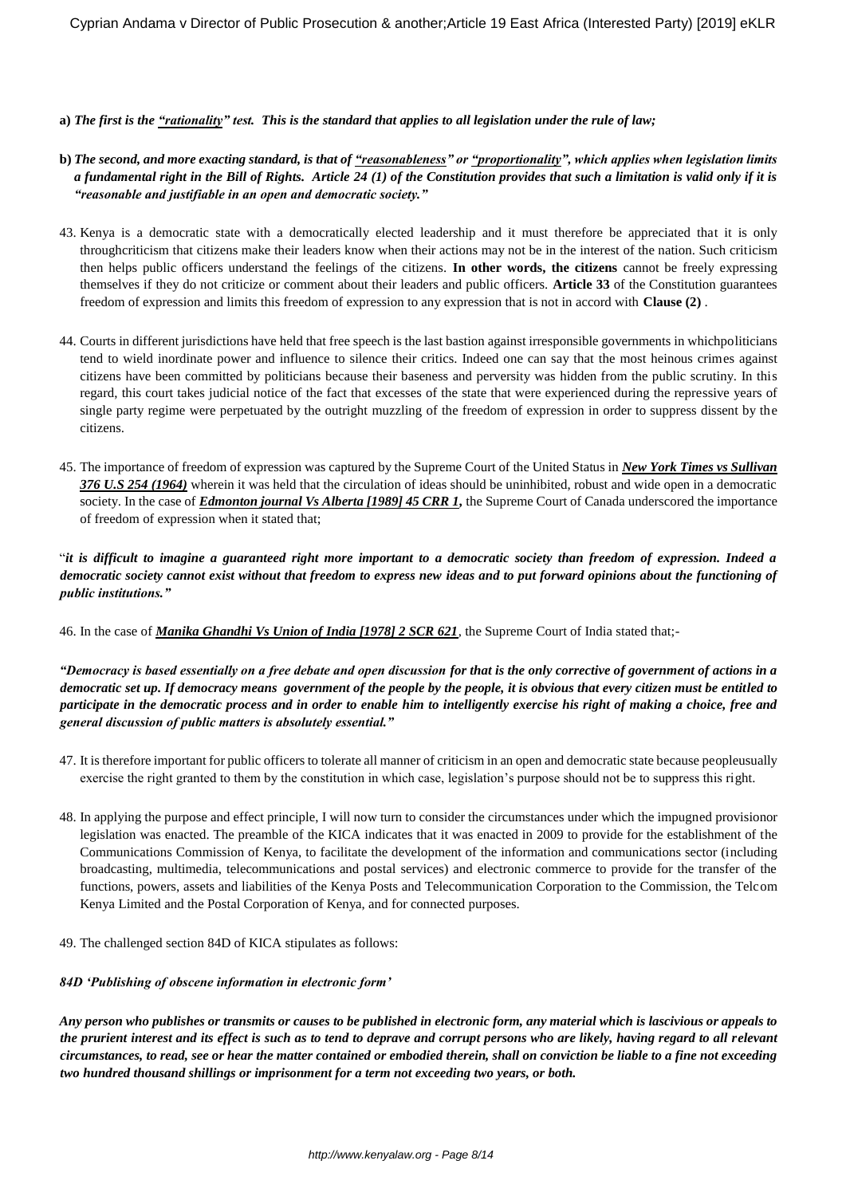**a)** ***The first is the <u>"rationality"</u> test. This is the standard that applies to all legislation under the rule of law;***

**b)** ***The second, and more exacting standard, is that of <u>"reasonableness"</u> or <u>"proportionality"</u>, which applies when legislation limits a fundamental right in the Bill of Rights. Article 24 (1) of the Constitution provides that such a limitation is valid only if it is "reasonable and justifiable in an open and democratic society."***

43. Kenya is a democratic state with a democratically elected leadership and it must therefore be appreciated that it is only throughcriticism that citizens make their leaders know when their actions may not be in the interest of the nation. Such criticism then helps public officers understand the feelings of the citizens. **In other words, the citizens** cannot be freely expressing themselves if they do not criticize or comment about their leaders and public officers. **Article 33** of the Constitution guarantees freedom of expression and limits this freedom of expression to any expression that is not in accord with **Clause (2)** .

44. Courts in different jurisdictions have held that free speech is the last bastion against irresponsible governments in whichpoliticians tend to wield inordinate power and influence to silence their critics. Indeed one can say that the most heinous crimes against citizens have been committed by politicians because their baseness and perversity was hidden from the public scrutiny. In this regard, this court takes judicial notice of the fact that excesses of the state that were experienced during the repressive years of single party regime were perpetuated by the outright muzzling of the freedom of expression in order to suppress dissent by the citizens.

45. The importance of freedom of expression was captured by the Supreme Court of the United Status in ***<u>New York Times vs Sullivan 376 U.S 254 (1964)</u>*** wherein it was held that the circulation of ideas should be uninhibited, robust and wide open in a democratic society. In the case of ***<u>Edmonton journal Vs Alberta [1989] 45 CRR 1</u>,*** the Supreme Court of Canada underscored the importance of freedom of expression when it stated that;

"***it is difficult to imagine a guaranteed right more important to a democratic society than freedom of expression. Indeed a democratic society cannot exist without that freedom to express new ideas and to put forward opinions about the functioning of public institutions."***

46. In the case of ***<u>Manika Ghandhi Vs Union of India [1978] 2 SCR 621</u>***, the Supreme Court of India stated that;-

***"Democracy is based essentially on a free debate and open discussion for that is the only corrective of government of actions in a democratic set up. If democracy means government of the people by the people, it is obvious that every citizen must be entitled to participate in the democratic process and in order to enable him to intelligently exercise his right of making a choice, free and general discussion of public matters is absolutely essential."***

47. It is therefore important for public officers to tolerate all manner of criticism in an open and democratic state because peopleusually exercise the right granted to them by the constitution in which case, legislation's purpose should not be to suppress this right.

48. In applying the purpose and effect principle, I will now turn to consider the circumstances under which the impugned provisionor legislation was enacted. The preamble of the KICA indicates that it was enacted in 2009 to provide for the establishment of the Communications Commission of Kenya, to facilitate the development of the information and communications sector (including broadcasting, multimedia, telecommunications and postal services) and electronic commerce to provide for the transfer of the functions, powers, assets and liabilities of the Kenya Posts and Telecommunication Corporation to the Commission, the Telcom Kenya Limited and the Postal Corporation of Kenya, and for connected purposes.

49. The challenged section 84D of KICA stipulates as follows:

***84D 'Publishing of obscene information in electronic form'***

***Any person who publishes or transmits or causes to be published in electronic form, any material which is lascivious or appeals to the prurient interest and its effect is such as to tend to deprave and corrupt persons who are likely, having regard to all relevant circumstances, to read, see or hear the matter contained or embodied therein, shall on conviction be liable to a fine not exceeding two hundred thousand shillings or imprisonment for a term not exceeding two years, or both.***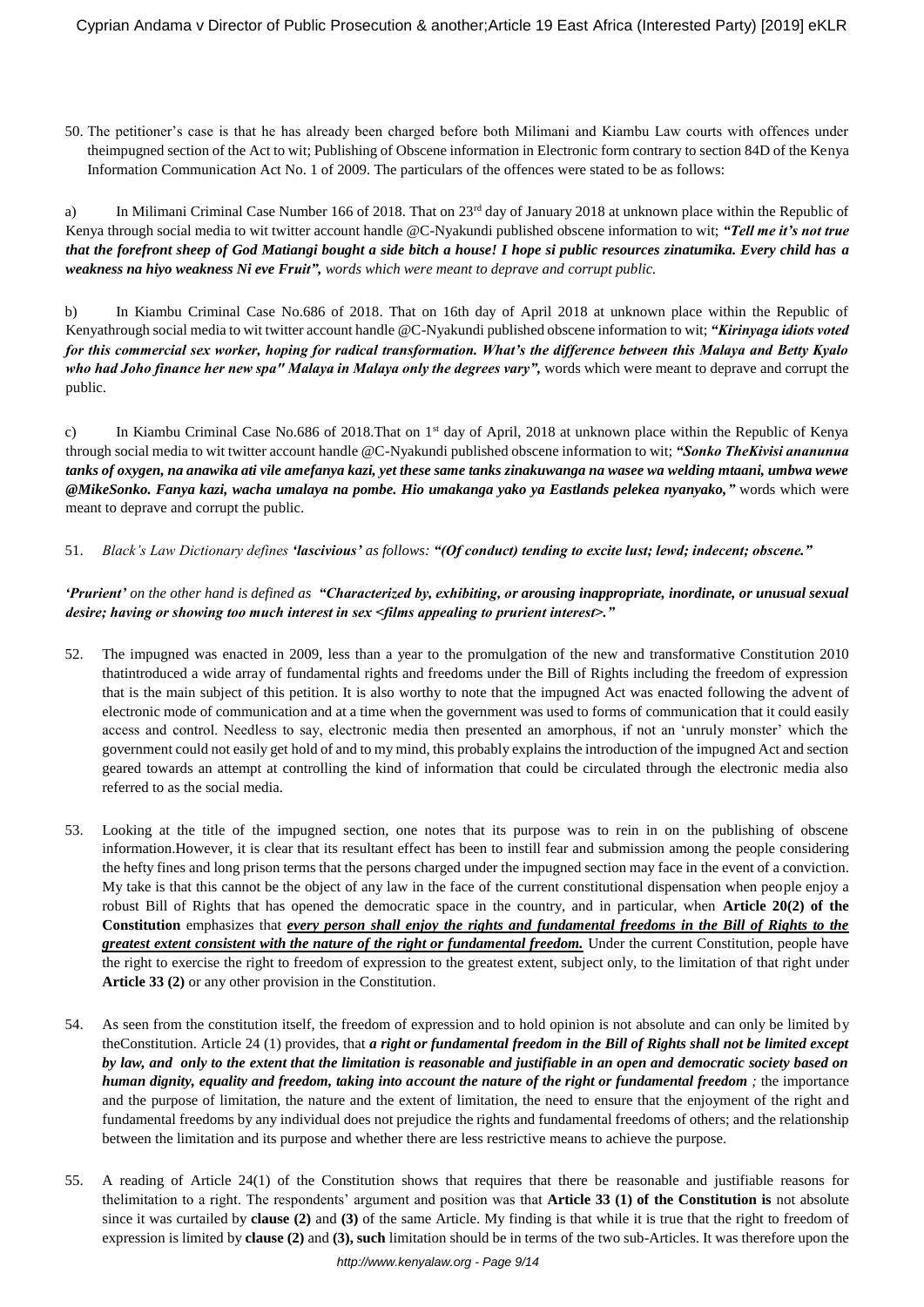50. The petitioner's case is that he has already been charged before both Milimani and Kiambu Law courts with offences under theimpugned section of the Act to wit; Publishing of Obscene information in Electronic form contrary to section 84D of the Kenya Information Communication Act No. 1 of 2009. The particulars of the offences were stated to be as follows:

a) In Milimani Criminal Case Number 166 of 2018. That on 23rd day of January 2018 at unknown place within the Republic of Kenya through social media to wit twitter account handle @C-Nyakundi published obscene information to wit; ***"Tell me it's not true that the forefront sheep of God Matiangi bought a side bitch a house! I hope si public resources zinatumika. Every child has a weakness na hiyo weakness Ni eve Fruit",*** *words which were meant to deprave and corrupt public.*

b) In Kiambu Criminal Case No.686 of 2018. That on 16th day of April 2018 at unknown place within the Republic of Kenyathrough social media to wit twitter account handle @C-Nyakundi published obscene information to wit; ***"Kirinyaga idiots voted for this commercial sex worker, hoping for radical transformation. What's the difference between this Malaya and Betty Kyalo who had Joho finance her new spa" Malaya in Malaya only the degrees vary",*** words which were meant to deprave and corrupt the public.

c) In Kiambu Criminal Case No.686 of 2018.That on 1st day of April, 2018 at unknown place within the Republic of Kenya through social media to wit twitter account handle @C-Nyakundi published obscene information to wit; ***"Sonko TheKivisi ananunua tanks of oxygen, na anawika ati vile amefanya kazi, yet these same tanks zinakuwanga na wasee wa welding mtaani, umbwa wewe @MikeSonko. Fanya kazi, wacha umalaya na pombe. Hio umakanga yako ya Eastlands pelekea nyanyako,"*** words which were meant to deprave and corrupt the public.

51. *Black's Law Dictionary defines **'lascivious'** as follows: **"(Of conduct) tending to excite lust; lewd; indecent; obscene."***

***'Prurient'** on the other hand is defined as **"Characterized by, exhibiting, or arousing inappropriate, inordinate, or unusual sexual desire; having or showing too much interest in sex <films appealing to prurient interest>."***

52. The impugned was enacted in 2009, less than a year to the promulgation of the new and transformative Constitution 2010 thatintroduced a wide array of fundamental rights and freedoms under the Bill of Rights including the freedom of expression that is the main subject of this petition. It is also worthy to note that the impugned Act was enacted following the advent of electronic mode of communication and at a time when the government was used to forms of communication that it could easily access and control. Needless to say, electronic media then presented an amorphous, if not an 'unruly monster' which the government could not easily get hold of and to my mind, this probably explains the introduction of the impugned Act and section geared towards an attempt at controlling the kind of information that could be circulated through the electronic media also referred to as the social media.

53. Looking at the title of the impugned section, one notes that its purpose was to rein in on the publishing of obscene information.However, it is clear that its resultant effect has been to instill fear and submission among the people considering the hefty fines and long prison terms that the persons charged under the impugned section may face in the event of a conviction. My take is that this cannot be the object of any law in the face of the current constitutional dispensation when people enjoy a robust Bill of Rights that has opened the democratic space in the country, and in particular, when **Article 20(2) of the Constitution** emphasizes that ***every person shall enjoy the rights and fundamental freedoms in the Bill of Rights to the greatest extent consistent with the nature of the right or fundamental freedom.*** Under the current Constitution, people have the right to exercise the right to freedom of expression to the greatest extent, subject only, to the limitation of that right under **Article 33 (2)** or any other provision in the Constitution.

54. As seen from the constitution itself, the freedom of expression and to hold opinion is not absolute and can only be limited by theConstitution. Article 24 (1) provides, that ***a right or fundamental freedom in the Bill of Rights shall not be limited except by law, and only to the extent that the limitation is reasonable and justifiable in an open and democratic society based on human dignity, equality and freedom, taking into account the nature of the right or fundamental freedom** ;* the importance and the purpose of limitation, the nature and the extent of limitation, the need to ensure that the enjoyment of the right and fundamental freedoms by any individual does not prejudice the rights and fundamental freedoms of others; and the relationship between the limitation and its purpose and whether there are less restrictive means to achieve the purpose.

55. A reading of Article 24(1) of the Constitution shows that requires that there be reasonable and justifiable reasons for thelimitation to a right. The respondents' argument and position was that **Article 33 (1) of the Constitution is** not absolute since it was curtailed by **clause (2)** and **(3)** of the same Article. My finding is that while it is true that the right to freedom of expression is limited by **clause (2)** and **(3), such** limitation should be in terms of the two sub-Articles. It was therefore upon the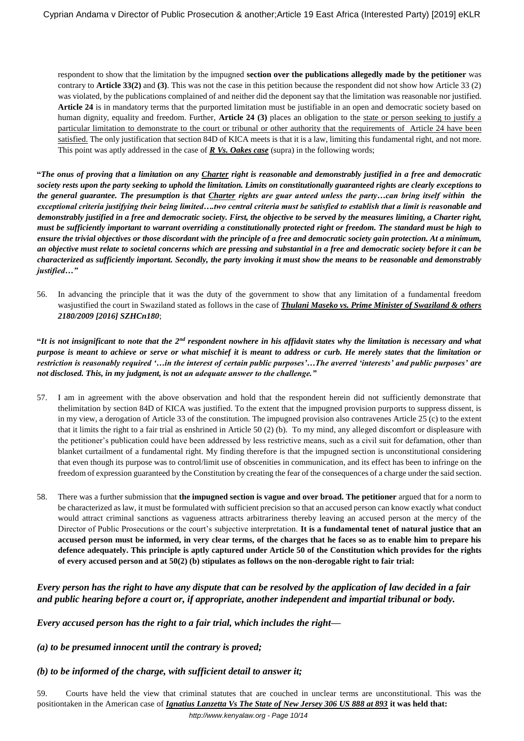respondent to show that the limitation by the impugned **section over the publications allegedly made by the petitioner** was contrary to **Article 33(2)** and **(3)**. This was not the case in this petition because the respondent did not show how Article 33 (2) was violated, by the publications complained of and neither did the deponent say that the limitation was reasonable nor justified. **Article 24** is in mandatory terms that the purported limitation must be justifiable in an open and democratic society based on human dignity, equality and freedom. Further, **Article 24 (3)** places an obligation to the state or person seeking to justify a particular limitation to demonstrate to the court or tribunal or other authority that the requirements of Article 24 have been satisfied. The only justification that section 84D of KICA meets is that it is a law, limiting this fundamental right, and not more. This point was aptly addressed in the case of ***R Vs. Oakes case*** (supra) in the following words;

**"*The onus of proving that a limitation on any Charter right is reasonable and demonstrably justified in a free and democratic society rests upon the party seeking to uphold the limitation. Limits on constitutionally guaranteed rights are clearly exceptions to the general guarantee. The presumption is that Charter rights are guar anteed unless the party…can bring itself within the exceptional criteria justifying their being limited….two central criteria must be satisfied to establish that a limit is reasonable and demonstrably justified in a free and democratic society. First, the objective to be served by the measures limiting, a Charter right, must be sufficiently important to warrant overriding a constitutionally protected right or freedom. The standard must be high to ensure the trivial objectives or those discordant with the principle of a free and democratic society gain protection. At a minimum, an objective must relate to societal concerns which are pressing and substantial in a free and democratic society before it can be characterized as sufficiently important. Secondly, the party invoking it must show the means to be reasonable and demonstrably justified…"***

56. In advancing the principle that it was the duty of the government to show that any limitation of a fundamental freedom wasjustified the court in Swaziland stated as follows in the case of ***Thulani Maseko vs. Prime Minister of Swaziland & others 2180/2009 [2016] SZHCn180***;

**"*It is not insignificant to note that the 2nd respondent nowhere in his affidavit states why the limitation is necessary and what purpose is meant to achieve or serve or what mischief it is meant to address or curb. He merely states that the limitation or restriction is reasonably required '…in the interest of certain public purposes'…The averred 'interests' and public purposes' are not disclosed. This, in my judgment, is not an adequate answer to the challenge."***

57. I am in agreement with the above observation and hold that the respondent herein did not sufficiently demonstrate that thelimitation by section 84D of KICA was justified. To the extent that the impugned provision purports to suppress dissent, is in my view, a derogation of Article 33 of the constitution. The impugned provision also contravenes Article 25 (c) to the extent that it limits the right to a fair trial as enshrined in Article 50 (2) (b). To my mind, any alleged discomfort or displeasure with the petitioner's publication could have been addressed by less restrictive means, such as a civil suit for defamation, other than blanket curtailment of a fundamental right. My finding therefore is that the impugned section is unconstitutional considering that even though its purpose was to control/limit use of obscenities in communication, and its effect has been to infringe on the freedom of expression guaranteed by the Constitution by creating the fear of the consequences of a charge under the said section.

58. There was a further submission that **the impugned section is vague and over broad. The petitioner** argued that for a norm to be characterized as law, it must be formulated with sufficient precision so that an accused person can know exactly what conduct would attract criminal sanctions as vagueness attracts arbitrariness thereby leaving an accused person at the mercy of the Director of Public Prosecutions or the court's subjective interpretation. **It is a fundamental tenet of natural justice that an accused person must be informed, in very clear terms, of the charges that he faces so as to enable him to prepare his defence adequately. This principle is aptly captured under Article 50 of the Constitution which provides for the rights of every accused person and at 50(2) (b) stipulates as follows on the non-derogable right to fair trial:**

***Every person has the right to have any dispute that can be resolved by the application of law decided in a fair and public hearing before a court or, if appropriate, another independent and impartial tribunal or body.***

***Every accused person has the right to a fair trial, which includes the right—***

***(a) to be presumed innocent until the contrary is proved;***

***(b) to be informed of the charge, with sufficient detail to answer it;***

59. Courts have held the view that criminal statutes that are couched in unclear terms are unconstitutional. This was the positiontaken in the American case of ***Ignatius Lanzetta Vs The State of New Jersey 306 US 888 at 893*** **it was held that:**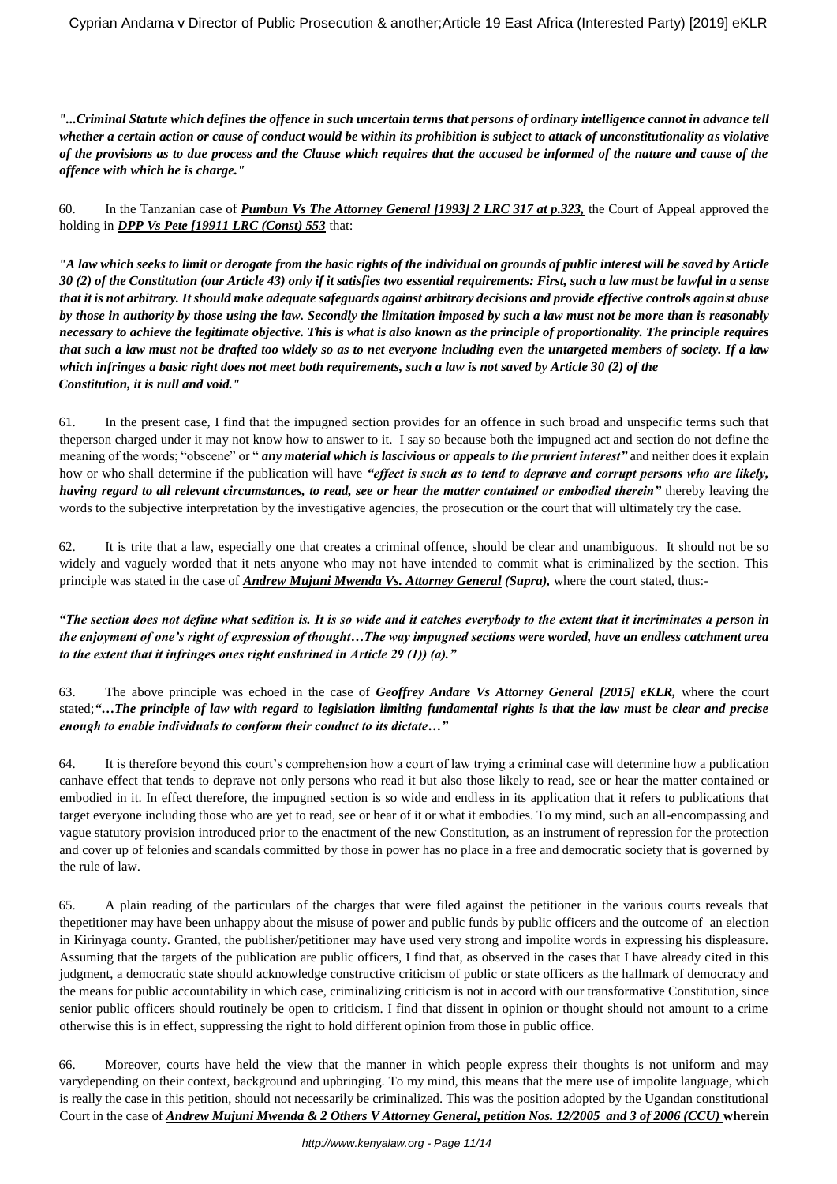*"...Criminal Statute which defines the offence in such uncertain terms that persons of ordinary intelligence cannot in advance tell whether a certain action or cause of conduct would be within its prohibition is subject to attack of unconstitutionality as violative of the provisions as to due process and the Clause which requires that the accused be informed of the nature and cause of the offence with which he is charge."*

60. In the Tanzanian case of ***Pumbun Vs The Attorney General [1993] 2 LRC 317 at p.323,*** the Court of Appeal approved the holding in ***DPP Vs Pete [19911 LRC (Const) 553*** that:

*"A law which seeks to limit or derogate from the basic rights of the individual on grounds of public interest will be saved by Article 30 (2) of the Constitution (our Article 43) only if it satisfies two essential requirements: First, such a law must be lawful in a sense that it is not arbitrary. It should make adequate safeguards against arbitrary decisions and provide effective controls against abuse by those in authority by those using the law. Secondly the limitation imposed by such a law must not be more than is reasonably necessary to achieve the legitimate objective. This is what is also known as the principle of proportionality. The principle requires that such a law must not be drafted too widely so as to net everyone including even the untargeted members of society. If a law which infringes a basic right does not meet both requirements, such a law is not saved by Article 30 (2) of the Constitution, it is null and void."*

61. In the present case, I find that the impugned section provides for an offence in such broad and unspecific terms such that theperson charged under it may not know how to answer to it. I say so because both the impugned act and section do not define the meaning of the words; "obscene" or " ***any material which is lascivious or appeals to the prurient interest"*** and neither does it explain how or who shall determine if the publication will have ***"effect is such as to tend to deprave and corrupt persons who are likely, having regard to all relevant circumstances, to read, see or hear the matter contained or embodied therein"*** thereby leaving the words to the subjective interpretation by the investigative agencies, the prosecution or the court that will ultimately try the case.

62. It is trite that a law, especially one that creates a criminal offence, should be clear and unambiguous. It should not be so widely and vaguely worded that it nets anyone who may not have intended to commit what is criminalized by the section. This principle was stated in the case of ***Andrew Mujuni Mwenda Vs. Attorney General (Supra),*** where the court stated, thus:-

***"The section does not define what sedition is. It is so wide and it catches everybody to the extent that it incriminates a person in the enjoyment of one's right of expression of thought…The way impugned sections were worded, have an endless catchment area to the extent that it infringes ones right enshrined in Article 29 (1)) (a)."***

63. The above principle was echoed in the case of ***Geoffrey Andare Vs Attorney General [2015] eKLR,*** where the court stated;***"…The principle of law with regard to legislation limiting fundamental rights is that the law must be clear and precise enough to enable individuals to conform their conduct to its dictate…"***

64. It is therefore beyond this court's comprehension how a court of law trying a criminal case will determine how a publication canhave effect that tends to deprave not only persons who read it but also those likely to read, see or hear the matter contained or embodied in it. In effect therefore, the impugned section is so wide and endless in its application that it refers to publications that target everyone including those who are yet to read, see or hear of it or what it embodies. To my mind, such an all-encompassing and vague statutory provision introduced prior to the enactment of the new Constitution, as an instrument of repression for the protection and cover up of felonies and scandals committed by those in power has no place in a free and democratic society that is governed by the rule of law.

65. A plain reading of the particulars of the charges that were filed against the petitioner in the various courts reveals that thepetitioner may have been unhappy about the misuse of power and public funds by public officers and the outcome of an election in Kirinyaga county. Granted, the publisher/petitioner may have used very strong and impolite words in expressing his displeasure. Assuming that the targets of the publication are public officers, I find that, as observed in the cases that I have already cited in this judgment, a democratic state should acknowledge constructive criticism of public or state officers as the hallmark of democracy and the means for public accountability in which case, criminalizing criticism is not in accord with our transformative Constitution, since senior public officers should routinely be open to criticism. I find that dissent in opinion or thought should not amount to a crime otherwise this is in effect, suppressing the right to hold different opinion from those in public office.

66. Moreover, courts have held the view that the manner in which people express their thoughts is not uniform and may varydepending on their context, background and upbringing. To my mind, this means that the mere use of impolite language, which is really the case in this petition, should not necessarily be criminalized. This was the position adopted by the Ugandan constitutional Court in the case of ***Andrew Mujuni Mwenda & 2 Others V Attorney General, petition Nos. 12/2005 and 3 of 2006 (CCU)*** **wherein**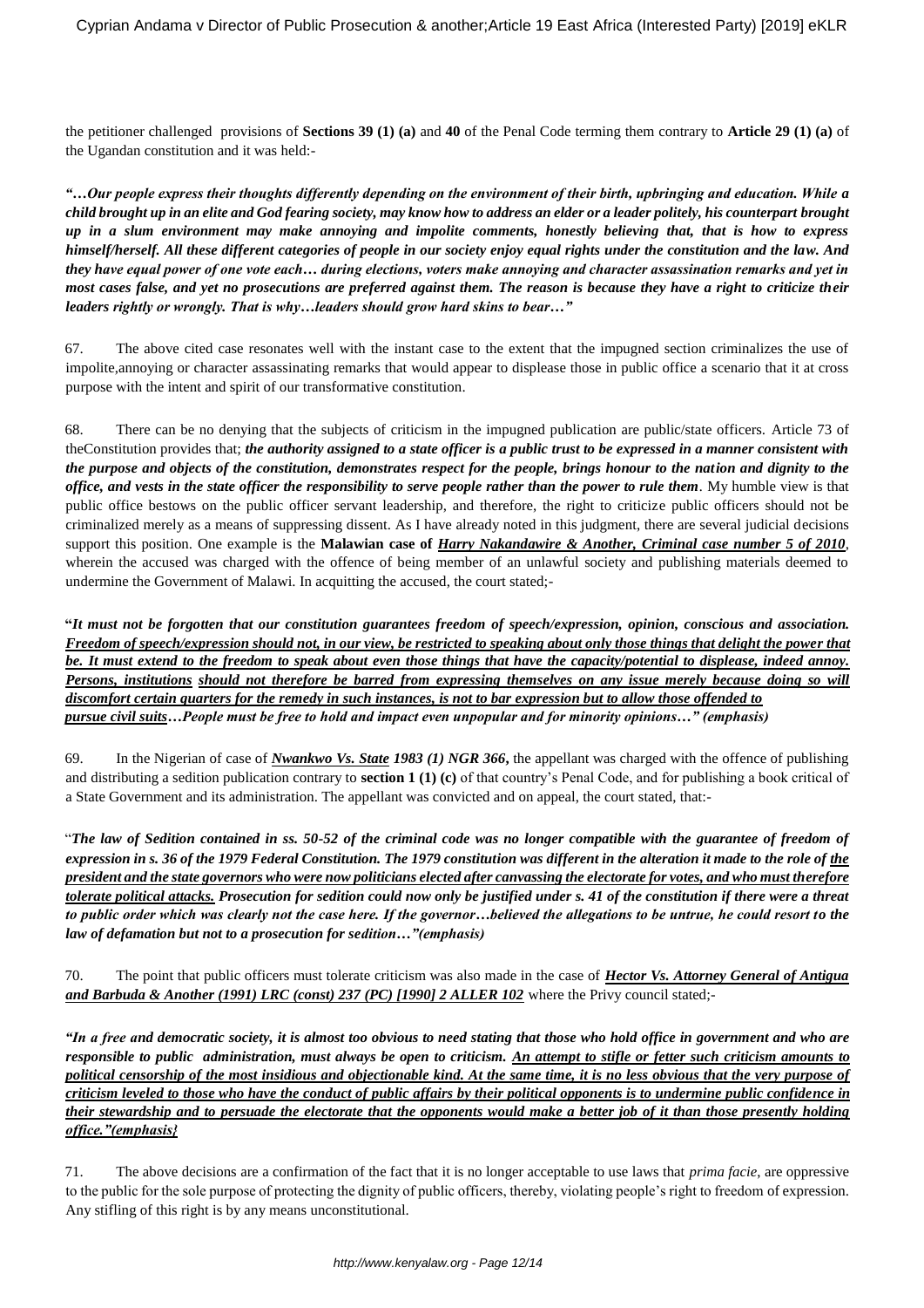the petitioner challenged provisions of **Sections 39 (1) (a)** and **40** of the Penal Code terming them contrary to **Article 29 (1) (a)** of the Ugandan constitution and it was held:-

***"…Our people express their thoughts differently depending on the environment of their birth, upbringing and education. While a child brought up in an elite and God fearing society, may know how to address an elder or a leader politely, his counterpart brought up in a slum environment may make annoying and impolite comments, honestly believing that, that is how to express himself/herself. All these different categories of people in our society enjoy equal rights under the constitution and the law. And they have equal power of one vote each… during elections, voters make annoying and character assassination remarks and yet in most cases false, and yet no prosecutions are preferred against them. The reason is because they have a right to criticize their leaders rightly or wrongly. That is why…leaders should grow hard skins to bear…"***

67. The above cited case resonates well with the instant case to the extent that the impugned section criminalizes the use of impolite,annoying or character assassinating remarks that would appear to displease those in public office a scenario that it at cross purpose with the intent and spirit of our transformative constitution.

68. There can be no denying that the subjects of criticism in the impugned publication are public/state officers. Article 73 of theConstitution provides that; ***the authority assigned to a state officer is a public trust to be expressed in a manner consistent with the purpose and objects of the constitution, demonstrates respect for the people, brings honour to the nation and dignity to the office, and vests in the state officer the responsibility to serve people rather than the power to rule them***. My humble view is that public office bestows on the public officer servant leadership, and therefore, the right to criticize public officers should not be criminalized merely as a means of suppressing dissent. As I have already noted in this judgment, there are several judicial decisions support this position. One example is the **Malawian case of *Harry Nakandawire & Another, Criminal case number 5 of 2010***, wherein the accused was charged with the offence of being member of an unlawful society and publishing materials deemed to undermine the Government of Malawi. In acquitting the accused, the court stated;-

**"*It must not be forgotten that our constitution guarantees freedom of speech/expression, opinion, conscious and association. Freedom of speech/expression should not, in our view, be restricted to speaking about only those things that delight the power that be. It must extend to the freedom to speak about even those things that have the capacity/potential to displease, indeed annoy. Persons, institutions should not therefore be barred from expressing themselves on any issue merely because doing so will discomfort certain quarters for the remedy in such instances, is not to bar expression but to allow those offended to pursue civil suits…People must be free to hold and impact even unpopular and for minority opinions…" (emphasis)***

69. In the Nigerian of case of ***Nwankwo Vs. State* 1983 (1) NGR 366**, the appellant was charged with the offence of publishing and distributing a sedition publication contrary to **section 1 (1) (c)** of that country's Penal Code, and for publishing a book critical of a State Government and its administration. The appellant was convicted and on appeal, the court stated, that:-

"***The law of Sedition contained in ss. 50-52 of the criminal code was no longer compatible with the guarantee of freedom of expression in s. 36 of the 1979 Federal Constitution. The 1979 constitution was different in the alteration it made to the role of the president and the state governors who were now politicians elected after canvassing the electorate for votes, and who must therefore tolerate political attacks. Prosecution for sedition could now only be justified under s. 41 of the constitution if there were a threat to public order which was clearly not the case here. If the governor…believed the allegations to be untrue, he could resort to the law of defamation but not to a prosecution for sedition…"(emphasis)***

70. The point that public officers must tolerate criticism was also made in the case of ***Hector Vs. Attorney General of Antigua and Barbuda & Another (1991) LRC (const) 237 (PC) [1990] 2 ALLER 102*** where the Privy council stated;-

***"In a free and democratic society, it is almost too obvious to need stating that those who hold office in government and who are responsible to public administration, must always be open to criticism. An attempt to stifle or fetter such criticism amounts to political censorship of the most insidious and objectionable kind. At the same time, it is no less obvious that the very purpose of criticism leveled to those who have the conduct of public affairs by their political opponents is to undermine public confidence in their stewardship and to persuade the electorate that the opponents would make a better job of it than those presently holding office."(emphasis}***

71. The above decisions are a confirmation of the fact that it is no longer acceptable to use laws that *prima facie*, are oppressive to the public for the sole purpose of protecting the dignity of public officers, thereby, violating people's right to freedom of expression. Any stifling of this right is by any means unconstitutional.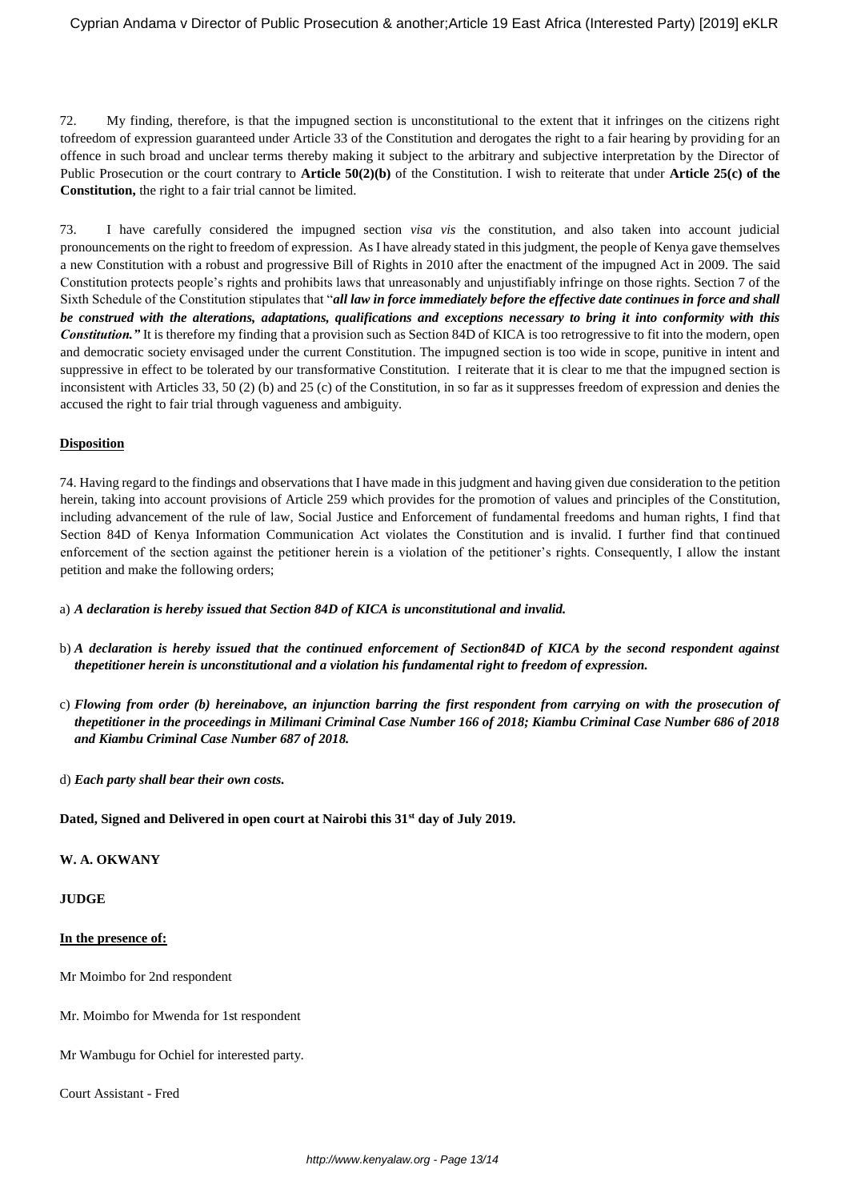72. My finding, therefore, is that the impugned section is unconstitutional to the extent that it infringes on the citizens right tofreedom of expression guaranteed under Article 33 of the Constitution and derogates the right to a fair hearing by providing for an offence in such broad and unclear terms thereby making it subject to the arbitrary and subjective interpretation by the Director of Public Prosecution or the court contrary to **Article 50(2)(b)** of the Constitution. I wish to reiterate that under **Article 25(c) of the Constitution,** the right to a fair trial cannot be limited.

73. I have carefully considered the impugned section *visa vis* the constitution, and also taken into account judicial pronouncements on the right to freedom of expression. As I have already stated in this judgment, the people of Kenya gave themselves a new Constitution with a robust and progressive Bill of Rights in 2010 after the enactment of the impugned Act in 2009. The said Constitution protects people's rights and prohibits laws that unreasonably and unjustifiably infringe on those rights. Section 7 of the Sixth Schedule of the Constitution stipulates that "***all law in force immediately before the effective date continues in force and shall be construed with the alterations, adaptations, qualifications and exceptions necessary to bring it into conformity with this Constitution."*** It is therefore my finding that a provision such as Section 84D of KICA is too retrogressive to fit into the modern, open and democratic society envisaged under the current Constitution. The impugned section is too wide in scope, punitive in intent and suppressive in effect to be tolerated by our transformative Constitution. I reiterate that it is clear to me that the impugned section is inconsistent with Articles 33, 50 (2) (b) and 25 (c) of the Constitution, in so far as it suppresses freedom of expression and denies the accused the right to fair trial through vagueness and ambiguity.

**Disposition**

74. Having regard to the findings and observations that I have made in this judgment and having given due consideration to the petition herein, taking into account provisions of Article 259 which provides for the promotion of values and principles of the Constitution, including advancement of the rule of law, Social Justice and Enforcement of fundamental freedoms and human rights, I find that Section 84D of Kenya Information Communication Act violates the Constitution and is invalid. I further find that continued enforcement of the section against the petitioner herein is a violation of the petitioner's rights. Consequently, I allow the instant petition and make the following orders;

a) ***A declaration is hereby issued that Section 84D of KICA is unconstitutional and invalid.***

b) ***A declaration is hereby issued that the continued enforcement of Section84D of KICA by the second respondent against thepetitioner herein is unconstitutional and a violation his fundamental right to freedom of expression.***

c) ***Flowing from order (b) hereinabove, an injunction barring the first respondent from carrying on with the prosecution of thepetitioner in the proceedings in Milimani Criminal Case Number 166 of 2018; Kiambu Criminal Case Number 686 of 2018 and Kiambu Criminal Case Number 687 of 2018.***

d) ***Each party shall bear their own costs.***

**Dated, Signed and Delivered in open court at Nairobi this 31st day of July 2019.**

**W. A. OKWANY**

**JUDGE**

**In the presence of:**

Mr Moimbo for 2nd respondent

Mr. Moimbo for Mwenda for 1st respondent

Mr Wambugu for Ochiel for interested party.

Court Assistant - Fred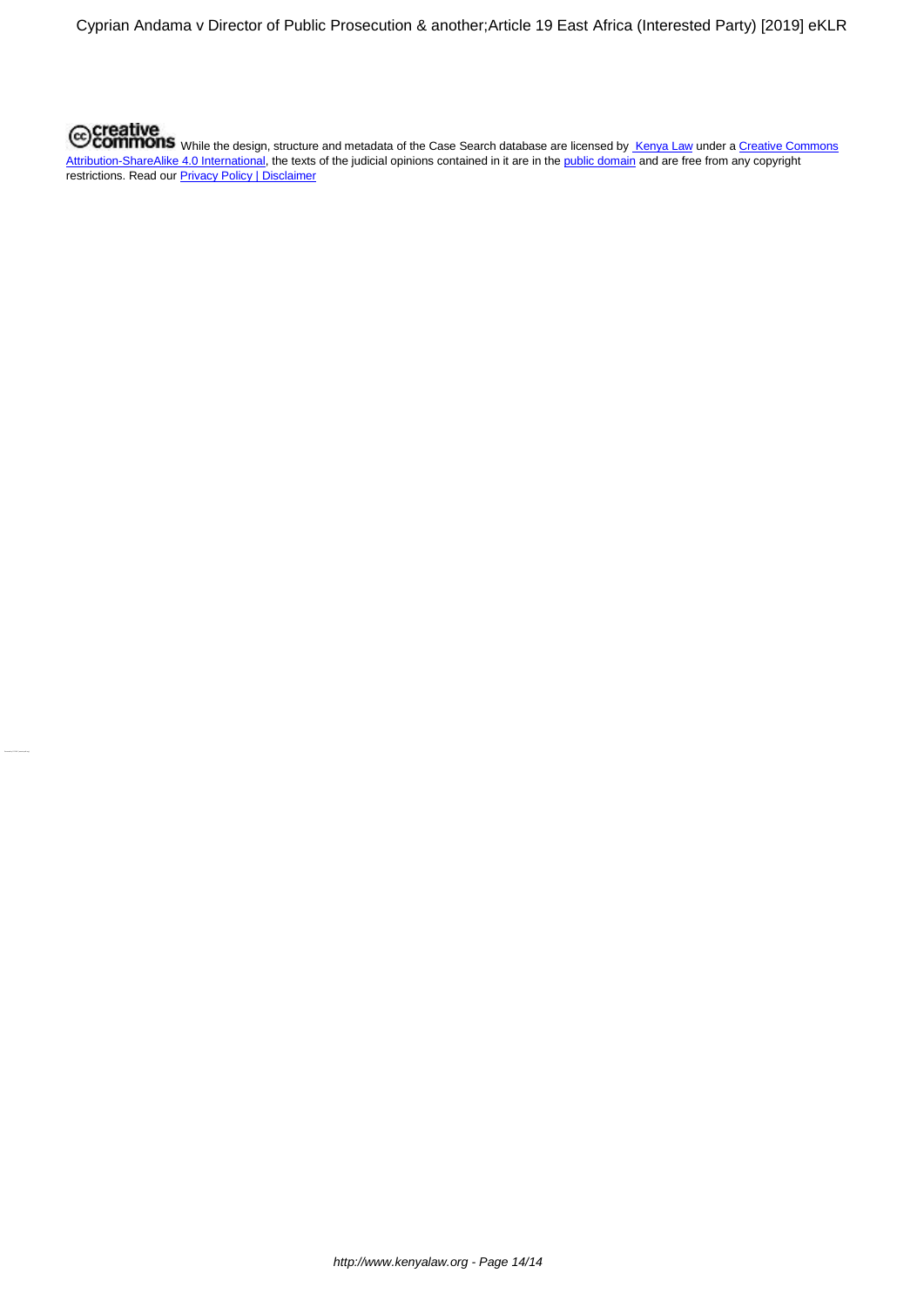While the design, structure and metadata of the Case Search database are licensed by Kenya Law under a Creative Commons Attribution-ShareAlike 4.0 International, the texts of the judicial opinions contained in it are in the public domain and are free from any copyright restrictions. Read our Privacy Policy | Disclaimer